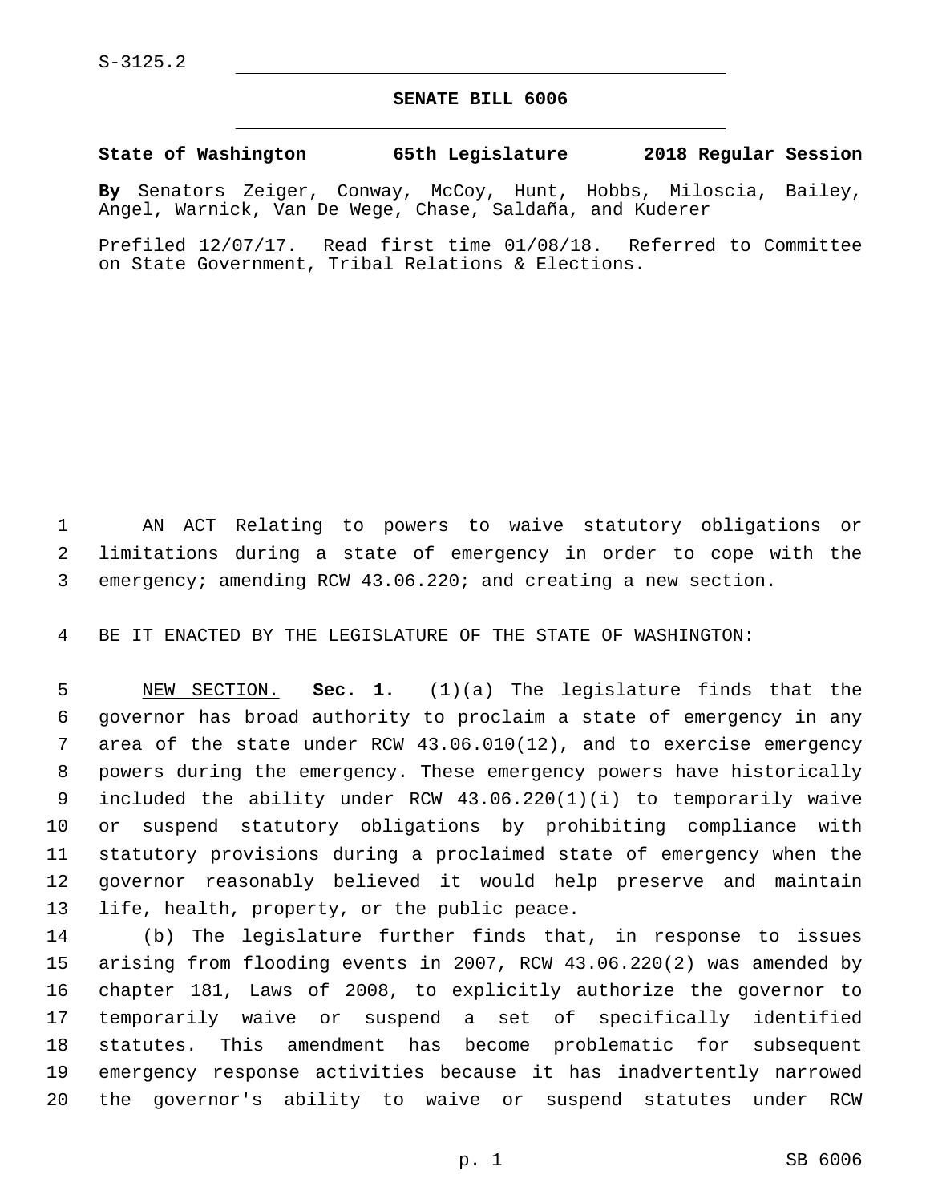S-3125.2

# SENATE BILL 6006

**State of Washington 65th Legislature 2018 Regular Session**

**By** Senators Zeiger, Conway, McCoy, Hunt, Hobbs, Miloscia, Bailey, Angel, Warnick, Van De Wege, Chase, Saldaña, and Kuderer

Prefiled 12/07/17. Read first time 01/08/18. Referred to Committee on State Government, Tribal Relations & Elections.

AN ACT Relating to powers to waive statutory obligations or limitations during a state of emergency in order to cope with the emergency; amending RCW 43.06.220; and creating a new section.

BE IT ENACTED BY THE LEGISLATURE OF THE STATE OF WASHINGTON:

NEW SECTION. **Sec. 1.** (1)(a) The legislature finds that the governor has broad authority to proclaim a state of emergency in any area of the state under RCW 43.06.010(12), and to exercise emergency powers during the emergency. These emergency powers have historically included the ability under RCW 43.06.220(1)(i) to temporarily waive or suspend statutory obligations by prohibiting compliance with statutory provisions during a proclaimed state of emergency when the governor reasonably believed it would help preserve and maintain life, health, property, or the public peace.

(b) The legislature further finds that, in response to issues arising from flooding events in 2007, RCW 43.06.220(2) was amended by chapter 181, Laws of 2008, to explicitly authorize the governor to temporarily waive or suspend a set of specifically identified statutes. This amendment has become problematic for subsequent emergency response activities because it has inadvertently narrowed the governor's ability to waive or suspend statutes under RCW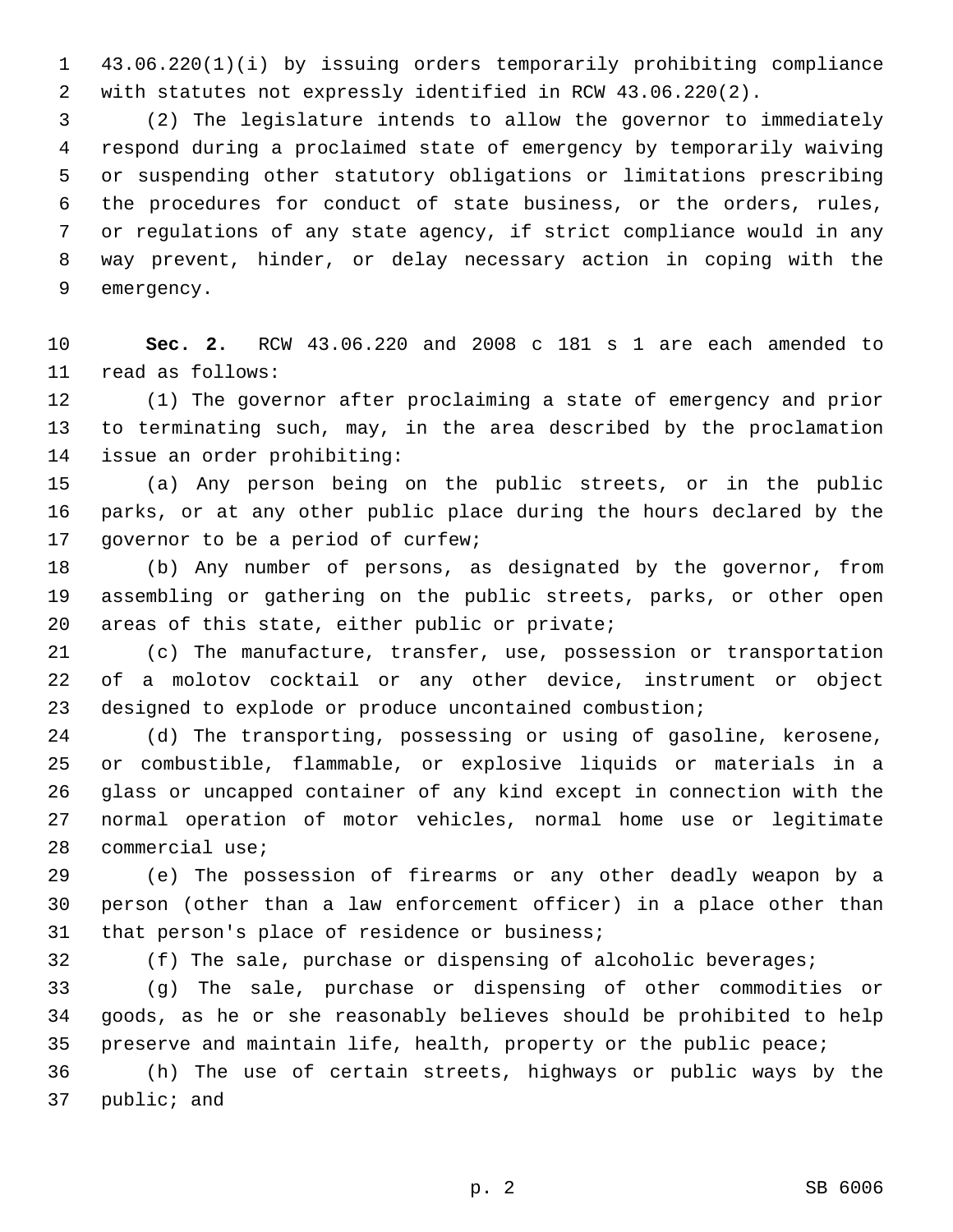43.06.220(1)(i) by issuing orders temporarily prohibiting compliance with statutes not expressly identified in RCW 43.06.220(2).

(2) The legislature intends to allow the governor to immediately respond during a proclaimed state of emergency by temporarily waiving or suspending other statutory obligations or limitations prescribing the procedures for conduct of state business, or the orders, rules, or regulations of any state agency, if strict compliance would in any way prevent, hinder, or delay necessary action in coping with the emergency.

**Sec. 2.** RCW 43.06.220 and 2008 c 181 s 1 are each amended to read as follows:

(1) The governor after proclaiming a state of emergency and prior to terminating such, may, in the area described by the proclamation issue an order prohibiting:

(a) Any person being on the public streets, or in the public parks, or at any other public place during the hours declared by the governor to be a period of curfew;

(b) Any number of persons, as designated by the governor, from assembling or gathering on the public streets, parks, or other open areas of this state, either public or private;

(c) The manufacture, transfer, use, possession or transportation of a molotov cocktail or any other device, instrument or object designed to explode or produce uncontained combustion;

(d) The transporting, possessing or using of gasoline, kerosene, or combustible, flammable, or explosive liquids or materials in a glass or uncapped container of any kind except in connection with the normal operation of motor vehicles, normal home use or legitimate commercial use;

(e) The possession of firearms or any other deadly weapon by a person (other than a law enforcement officer) in a place other than that person's place of residence or business;

(f) The sale, purchase or dispensing of alcoholic beverages;

(g) The sale, purchase or dispensing of other commodities or goods, as he or she reasonably believes should be prohibited to help preserve and maintain life, health, property or the public peace;

(h) The use of certain streets, highways or public ways by the public; and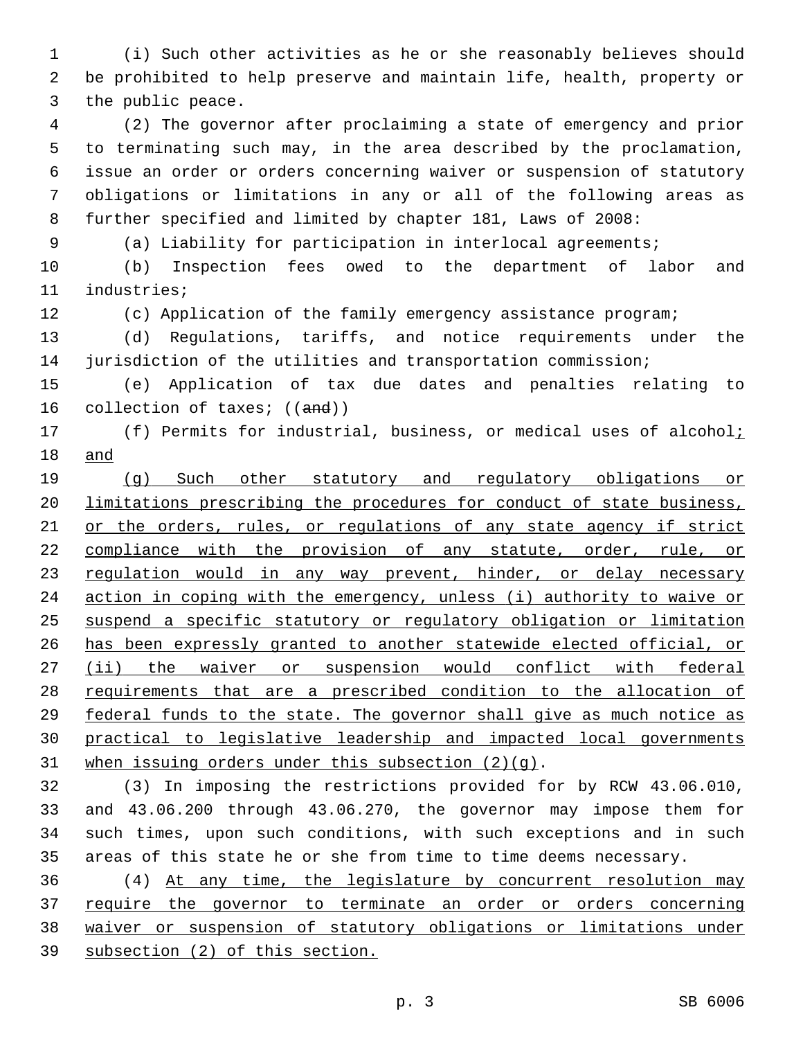(i) Such other activities as he or she reasonably believes should be prohibited to help preserve and maintain life, health, property or the public peace.

(2) The governor after proclaiming a state of emergency and prior to terminating such may, in the area described by the proclamation, issue an order or orders concerning waiver or suspension of statutory obligations or limitations in any or all of the following areas as further specified and limited by chapter 181, Laws of 2008:

(a) Liability for participation in interlocal agreements;

(b) Inspection fees owed to the department of labor and industries;

(c) Application of the family emergency assistance program;

(d) Regulations, tariffs, and notice requirements under the jurisdiction of the utilities and transportation commission;

(e) Application of tax due dates and penalties relating to collection of taxes; ((~~and~~))

(f) Permits for industrial, business, or medical uses of alcohol<u>; and</u>

<u>(g) Such other statutory and regulatory obligations or limitations prescribing the procedures for conduct of state business, or the orders, rules, or regulations of any state agency if strict compliance with the provision of any statute, order, rule, or regulation would in any way prevent, hinder, or delay necessary action in coping with the emergency, unless (i) authority to waive or suspend a specific statutory or regulatory obligation or limitation has been expressly granted to another statewide elected official, or (ii) the waiver or suspension would conflict with federal requirements that are a prescribed condition to the allocation of federal funds to the state. The governor shall give as much notice as practical to legislative leadership and impacted local governments when issuing orders under this subsection (2)(g)</u>.

(3) In imposing the restrictions provided for by RCW 43.06.010, and 43.06.200 through 43.06.270, the governor may impose them for such times, upon such conditions, with such exceptions and in such areas of this state he or she from time to time deems necessary.

(4) <u>At any time, the legislature by concurrent resolution may require the governor to terminate an order or orders concerning waiver or suspension of statutory obligations or limitations under subsection (2) of this section.</u>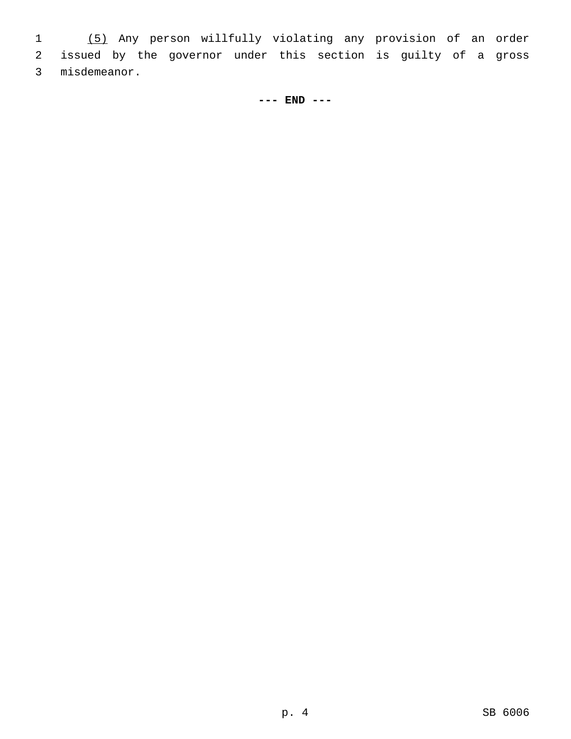(5) Any person willfully violating any provision of an order issued by the governor under this section is guilty of a gross misdemeanor.

**--- END ---**